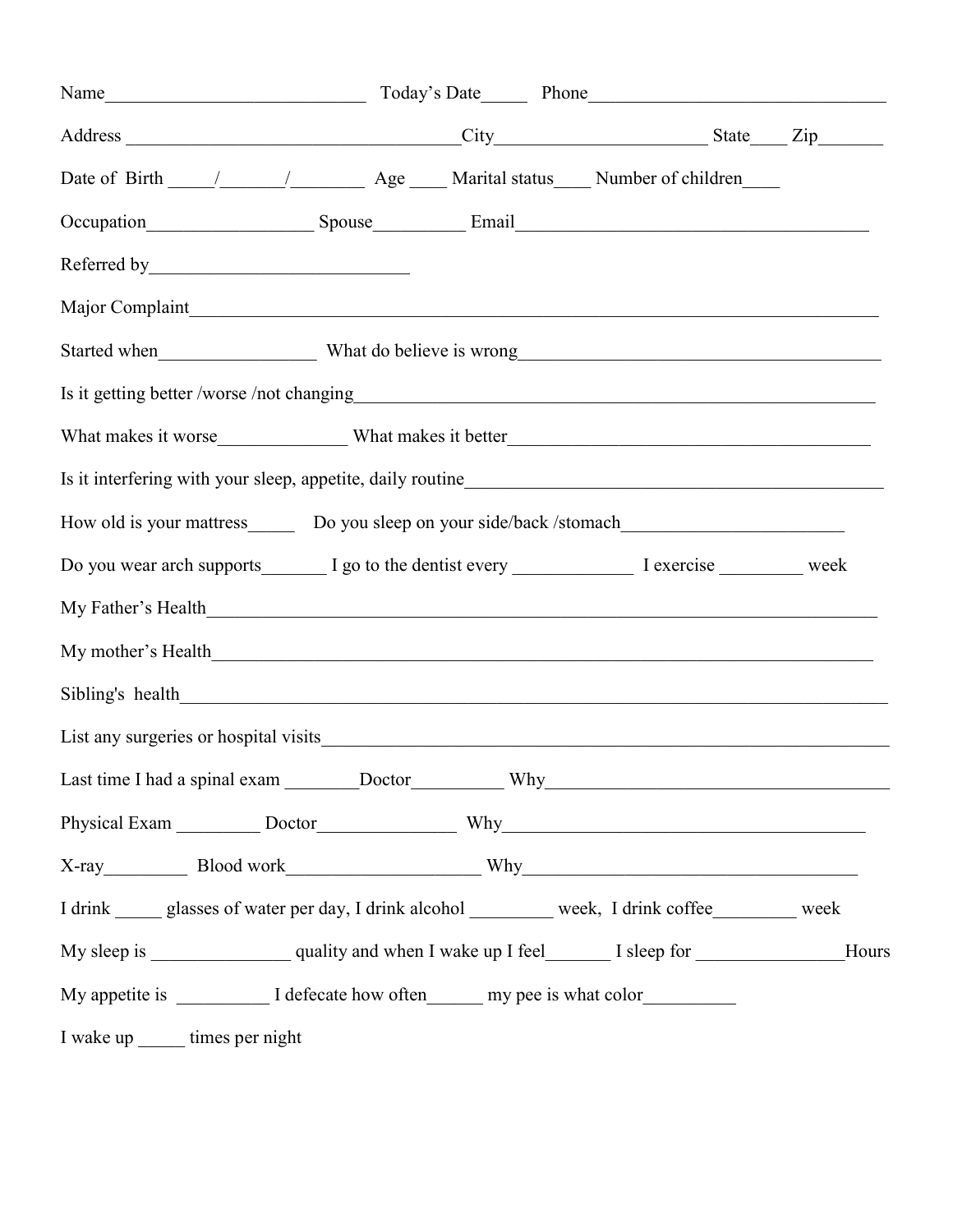Name____________________________ Today's Date_____ Phone________________________________

Address ____________________________________City______________________ State____ Zip_______

Date of Birth _____/_______/________ Age ____ Marital status____ Number of children____

Occupation__________________ Spouse__________ Email______________________________________

Referred by____________________________

Major Complaint___________________________________________________________________________

Started when_________________ What do believe is wrong_______________________________________

Is it getting better /worse /not changing________________________________________________________

What makes it worse______________ What makes it better_______________________________________

Is it interfering with your sleep, appetite, daily routine____________________________________________

How old is your mattress_____ Do you sleep on your side/back /stomach________________________

Do you wear arch supports_______ I go to the dentist every _____________ I exercise _________ week

My Father's Health_________________________________________________________________________

My mother's Health_________________________________________________________________________

Sibling's health______________________________________________________________________________

List any surgeries or hospital visits_____________________________________________________________

Last time I had a spinal exam ________Doctor__________ Why_____________________________________

Physical Exam _________ Doctor_______________ Why_________________________________________

X-ray_________ Blood work_____________________ Why_____________________________________

I drink _____ glasses of water per day, I drink alcohol _________ week, I drink coffee_________ week

My sleep is _______________ quality and when I wake up I feel_______ I sleep for ________________Hours

My appetite is __________ I defecate how often______ my pee is what color__________

I wake up _____ times per night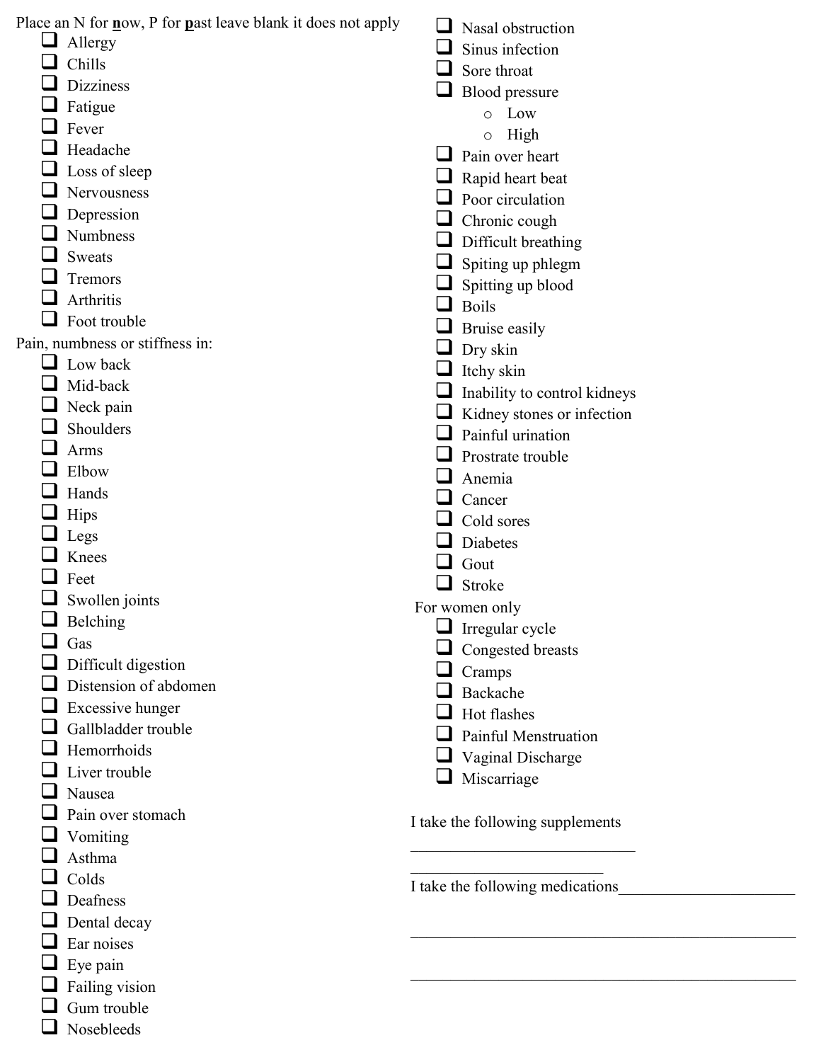Place an N for **n**ow, P for **p**ast leave blank it does not apply

- ❑ Allergy
- ❑ Chills
- ❑ Dizziness
- ❑ Fatigue
- ❑ Fever
- ❑ Headache
- ❑ Loss of sleep
- ❑ Nervousness
- ❑ Depression
- ❑ Numbness
- ❑ Sweats
- ❑ Tremors
- ❑ Arthritis
- ❑ Foot trouble

Pain, numbness or stiffness in:

- ❑ Low back
- ❑ Mid-back
- ❑ Neck pain
- ❑ Shoulders
- ❑ Arms
- ❑ Elbow
- ❑ Hands
- ❑ Hips
- ❑ Legs
- ❑ Knees
- ❑ Feet
- ❑ Swollen joints
- ❑ Belching
- ❑ Gas
- ❑ Difficult digestion
- ❑ Distension of abdomen
- ❑ Excessive hunger
- ❑ Gallbladder trouble
- ❑ Hemorrhoids
- ❑ Liver trouble
- ❑ Nausea
- ❑ Pain over stomach
- ❑ Vomiting
- ❑ Asthma
- ❑ Colds
- ❑ Deafness
- ❑ Dental decay
- ❑ Ear noises
- ❑ Eye pain
- ❑ Failing vision
- ❑ Gum trouble
- ❑ Nosebleeds
- ❑ Nasal obstruction
- ❑ Sinus infection
- ❑ Sore throat
- ❑ Blood pressure
  - o Low
  - o High
- ❑ Pain over heart
- ❑ Rapid heart beat
- ❑ Poor circulation
- ❑ Chronic cough
- ❑ Difficult breathing
- ❑ Spiting up phlegm
- ❑ Spitting up blood
- ❑ Boils
- ❑ Bruise easily
- ❑ Dry skin
- ❑ Itchy skin
- ❑ Inability to control kidneys
- ❑ Kidney stones or infection
- ❑ Painful urination
- ❑ Prostrate trouble
- ❑ Anemia
- ❑ Cancer
- ❑ Cold sores
- ❑ Diabetes
- ❑ Gout
- ❑ Stroke

For women only

- ❑ Irregular cycle
- ❑ Congested breasts
- ❑ Cramps
- ❑ Backache
- ❑ Hot flashes
- ❑ Painful Menstruation
- ❑ Vaginal Discharge
- ❑ Miscarriage

I take the following supplements

______________________________

__________________________

I take the following medications______________________

__________________________________________________

__________________________________________________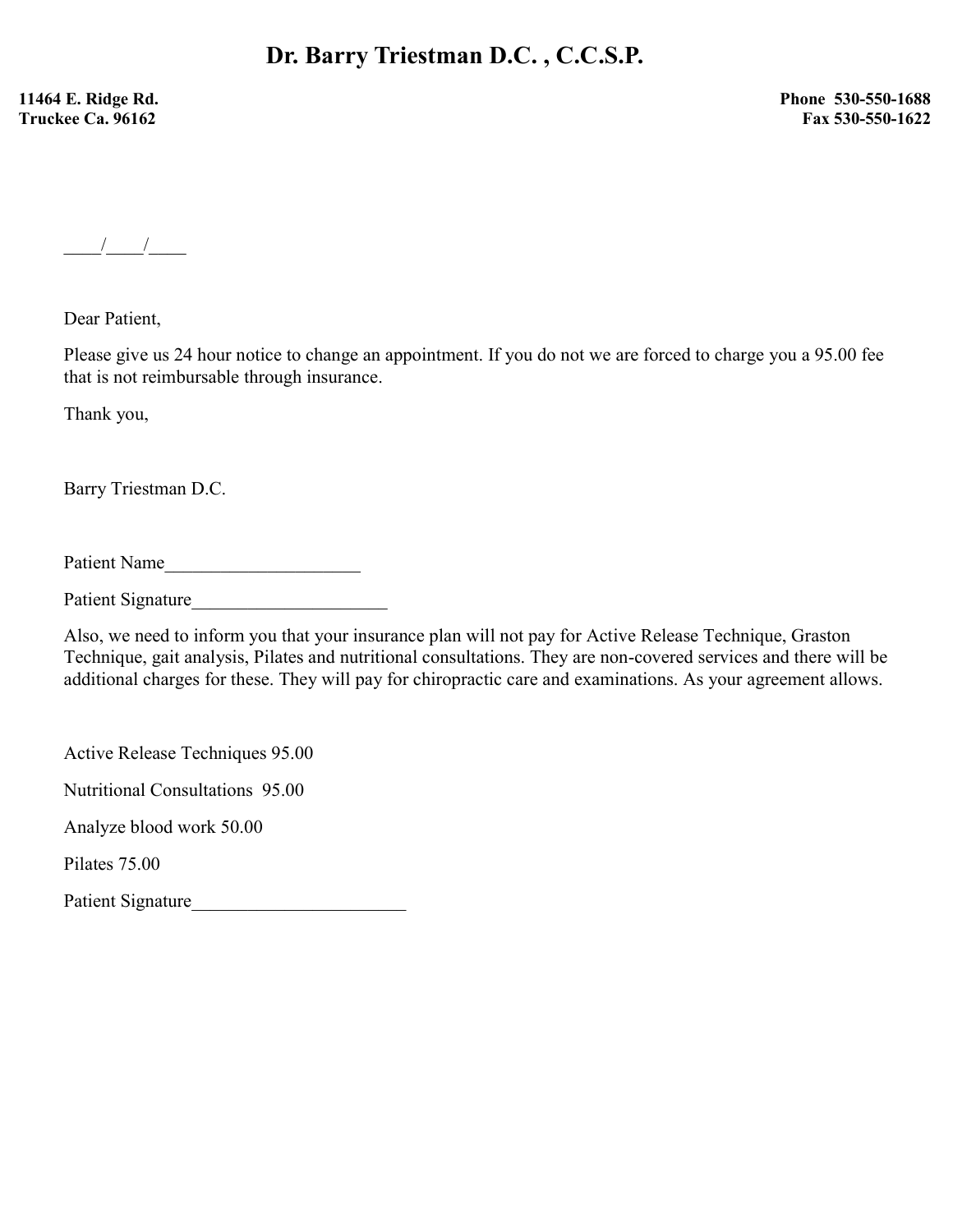# Dr. Barry Triestman D.C. , C.C.S.P.

**11464 E. Ridge Rd.**
**Truckee Ca. 96162**

**Phone 530-550-1688**
**Fax 530-550-1622**

____/____/____

Dear Patient,

Please give us 24 hour notice to change an appointment. If you do not we are forced to charge you a 95.00 fee that is not reimbursable through insurance.

Thank you,

Barry Triestman D.C.

Patient Name_____________________

Patient Signature_____________________

Also, we need to inform you that your insurance plan will not pay for Active Release Technique, Graston Technique, gait analysis, Pilates and nutritional consultations. They are non-covered services and there will be additional charges for these. They will pay for chiropractic care and examinations. As your agreement allows.

Active Release Techniques 95.00

Nutritional Consultations 95.00

Analyze blood work 50.00

Pilates 75.00

Patient Signature_______________________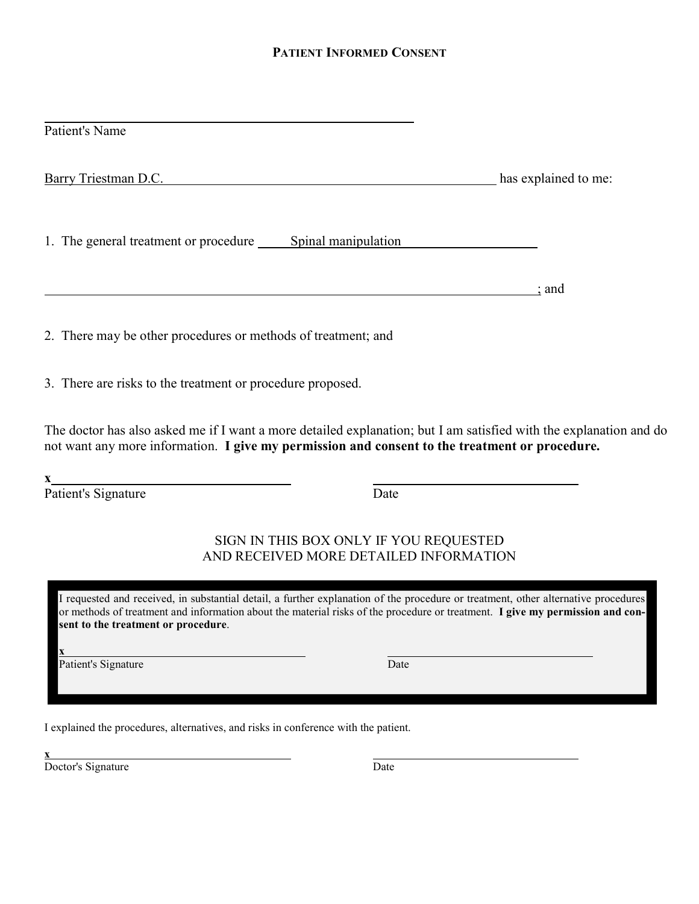## PATIENT INFORMED CONSENT

\_\_\_\_\_\_\_\_\_\_\_\_\_\_\_\_\_\_\_\_\_\_\_\_\_\_\_\_\_\_\_\_\_\_\_\_\_\_\_\_\_\_\_\_

Patient's Name

Barry Triestman D.C. \_\_\_\_\_\_\_\_\_\_\_\_\_\_\_\_\_\_\_\_\_\_\_\_\_\_\_\_\_\_\_\_\_\_ has explained to me:

1. The general treatment or procedure \_\_\_\_ Spinal manipulation \_\_\_\_\_\_\_\_\_\_\_\_\_\_\_\_\_\_

\_\_\_\_\_\_\_\_\_\_\_\_\_\_\_\_\_\_\_\_\_\_\_\_\_\_\_\_\_\_\_\_\_\_\_\_\_\_\_\_\_\_\_\_\_\_\_\_\_\_\_\_\_\_\_\_; and

2. There may be other procedures or methods of treatment; and

3. There are risks to the treatment or procedure proposed.

The doctor has also asked me if I want a more detailed explanation; but I am satisfied with the explanation and do not want any more information. **I give my permission and consent to the treatment or procedure.**

x\_\_\_\_\_\_\_\_\_\_\_\_\_\_\_\_\_\_\_\_\_\_\_\_\_\_\_\_ \_\_\_\_\_\_\_\_\_\_\_\_\_\_\_\_\_\_\_\_\_\_\_\_\_\_\_\_

Patient's Signature Date

SIGN IN THIS BOX ONLY IF YOU REQUESTED
AND RECEIVED MORE DETAILED INFORMATION

I requested and received, in substantial detail, a further explanation of the procedure or treatment, other alternative procedures or methods of treatment and information about the material risks of the procedure or treatment. **I give my permission and consent to the treatment or procedure**.

x\_\_\_\_\_\_\_\_\_\_\_\_\_\_\_\_\_\_\_\_\_\_\_\_\_\_\_\_ \_\_\_\_\_\_\_\_\_\_\_\_\_\_\_\_\_\_\_\_\_\_\_\_\_\_\_\_

Patient's Signature Date

I explained the procedures, alternatives, and risks in conference with the patient.

x\_\_\_\_\_\_\_\_\_\_\_\_\_\_\_\_\_\_\_\_\_\_\_\_\_\_\_\_ \_\_\_\_\_\_\_\_\_\_\_\_\_\_\_\_\_\_\_\_\_\_\_\_\_\_\_\_

Doctor's Signature Date